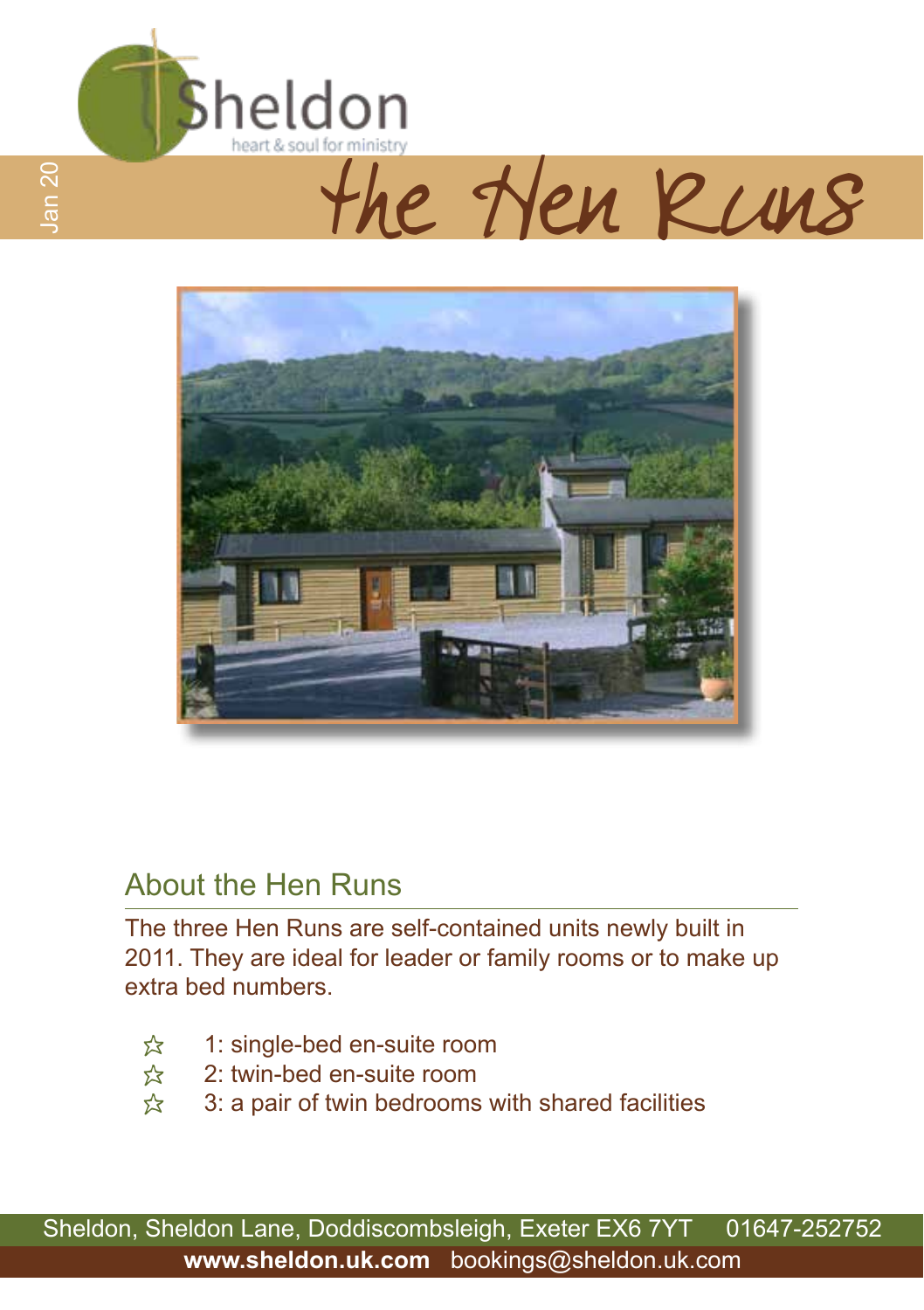Sheldon

heart & soul for ministry

Jan 20

# the Hen Runs

## About the Hen Runs

The three Hen Runs are self-contained units newly built in 2011. They are ideal for leader or family rooms or to make up extra bed numbers.

- 1: single-bed en-suite room
- 2: twin-bed en-suite room
- 3: a pair of twin bedrooms with shared facilities

Sheldon, Sheldon Lane, Doddiscombsleigh, Exeter EX6 7YT 01647-252752

**www.sheldon.uk.com** bookings@sheldon.uk.com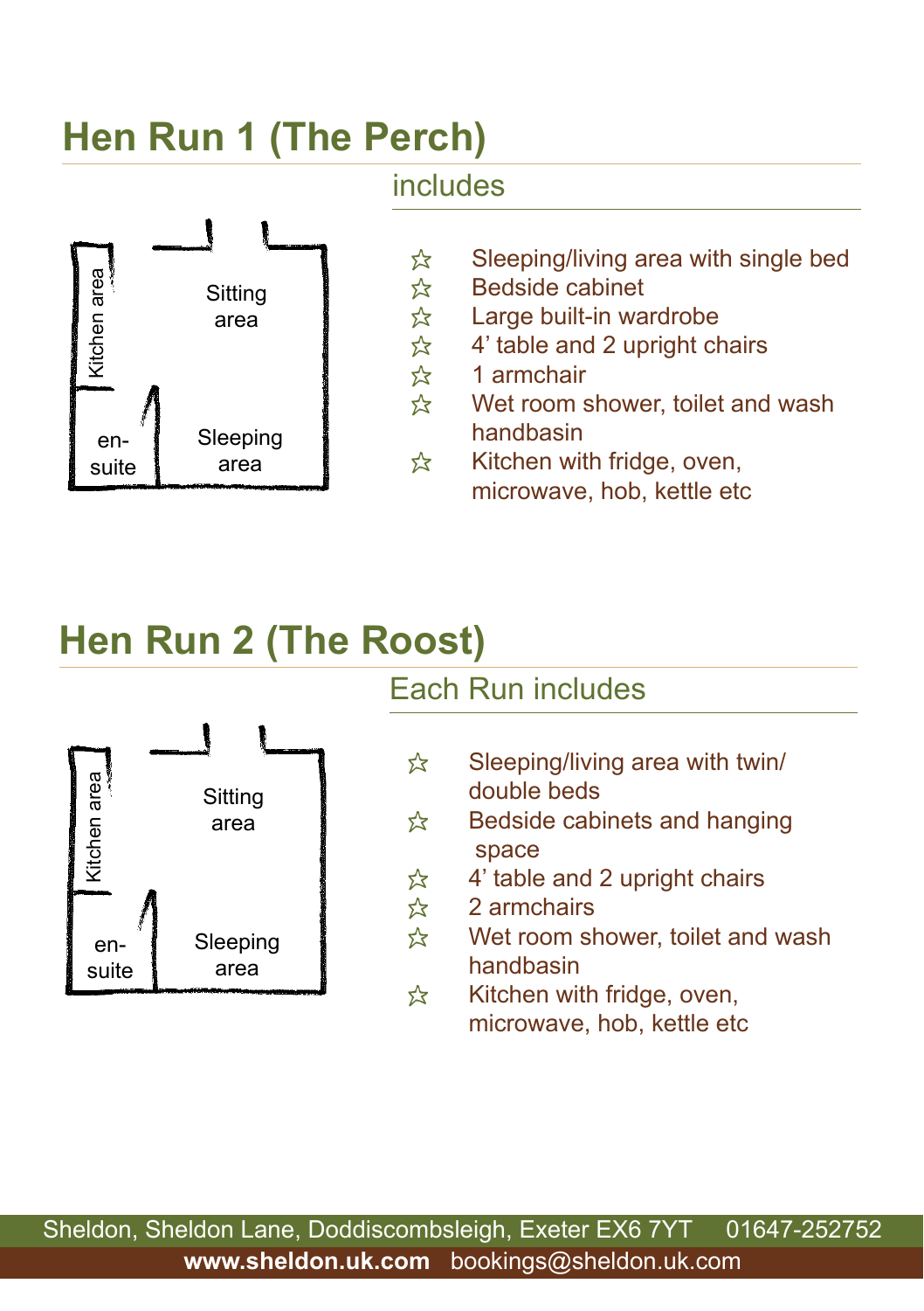## Hen Run 1 (The Perch)

Kitchen area

Sitting area

en-suite

Sleeping area

### includes

- ☆ Sleeping/living area with single bed
- ☆ Bedside cabinet
- ☆ Large built-in wardrobe
- ☆ 4' table and 2 upright chairs
- ☆ 1 armchair
- ☆ Wet room shower, toilet and wash handbasin
- ☆ Kitchen with fridge, oven, microwave, hob, kettle etc

## Hen Run 2 (The Roost)

Kitchen area

Sitting area

en-suite

Sleeping area

### Each Run includes

- ☆ Sleeping/living area with twin/ double beds
- ☆ Bedside cabinets and hanging space
- ☆ 4' table and 2 upright chairs
- ☆ 2 armchairs
- ☆ Wet room shower, toilet and wash handbasin
- ☆ Kitchen with fridge, oven, microwave, hob, kettle etc

Sheldon, Sheldon Lane, Doddiscombsleigh, Exeter EX6 7YT 01647-252752

**www.sheldon.uk.com** bookings@sheldon.uk.com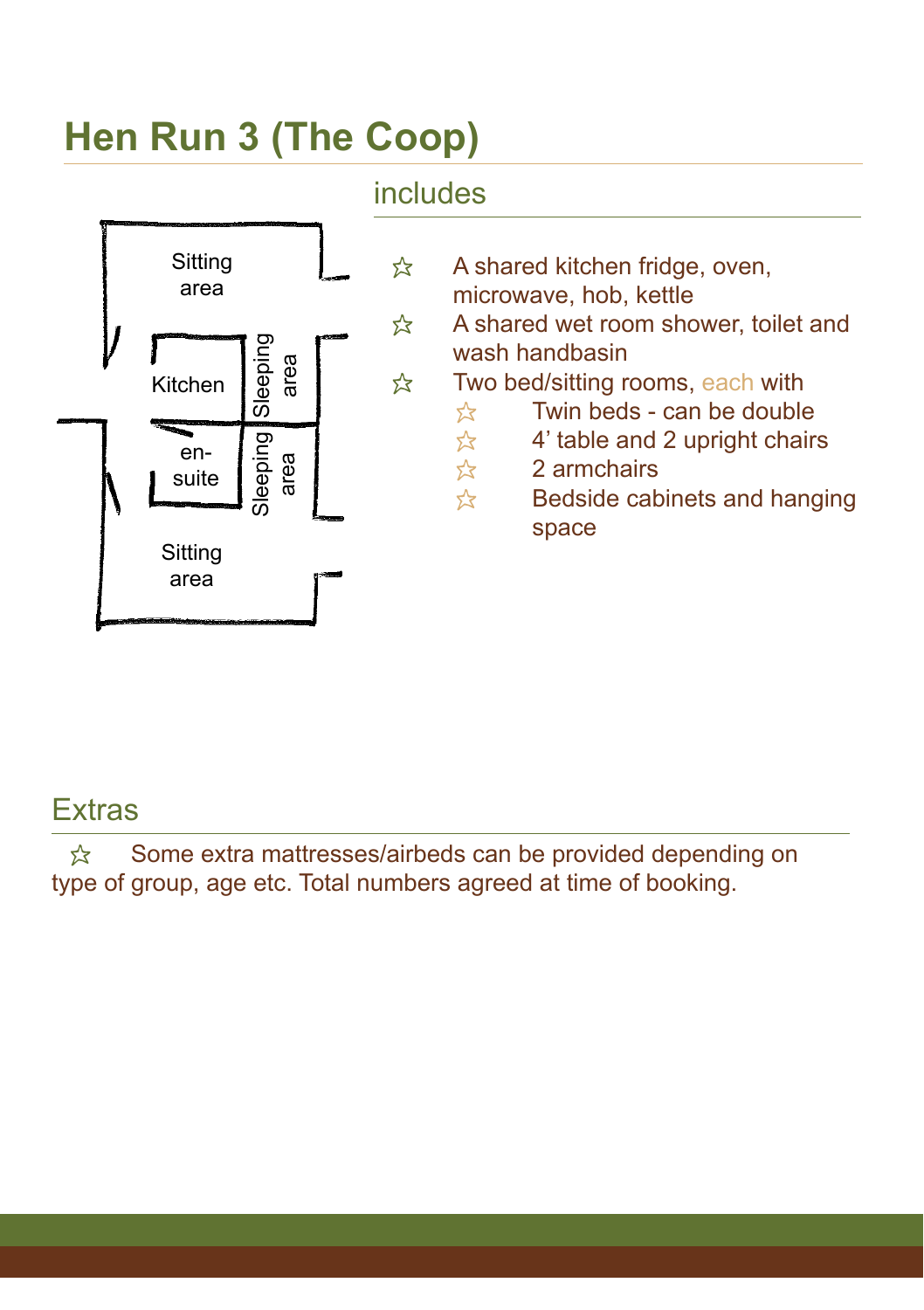# Hen Run 3 (The Coop)

Sitting area

Kitchen

Sleeping area

en-suite

Sleeping area

Sitting area

## includes

- A shared kitchen fridge, oven, microwave, hob, kettle
- A shared wet room shower, toilet and wash handbasin
- Two bed/sitting rooms, each with
  - Twin beds - can be double
  - 4' table and 2 upright chairs
  - 2 armchairs
  - Bedside cabinets and hanging space

## Extras

- Some extra mattresses/airbeds can be provided depending on type of group, age etc. Total numbers agreed at time of booking.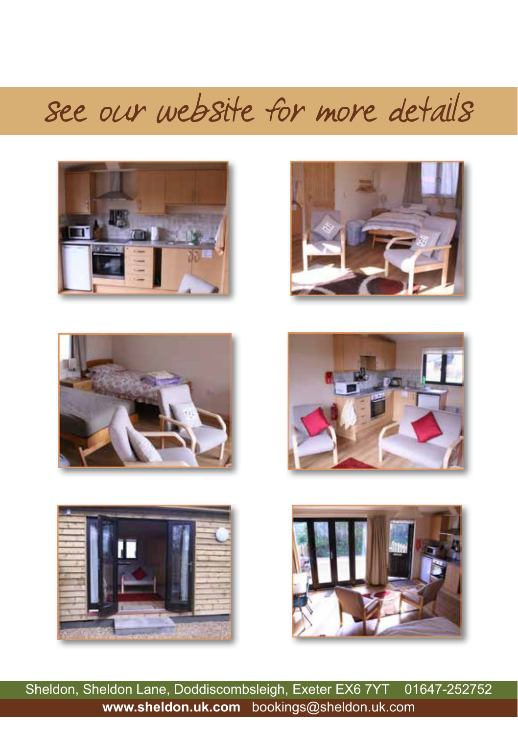# see our website for more details

Sheldon, Sheldon Lane, Doddiscombsleigh, Exeter EX6 7YT    01647-252752

**www.sheldon.uk.com** bookings@sheldon.uk.com